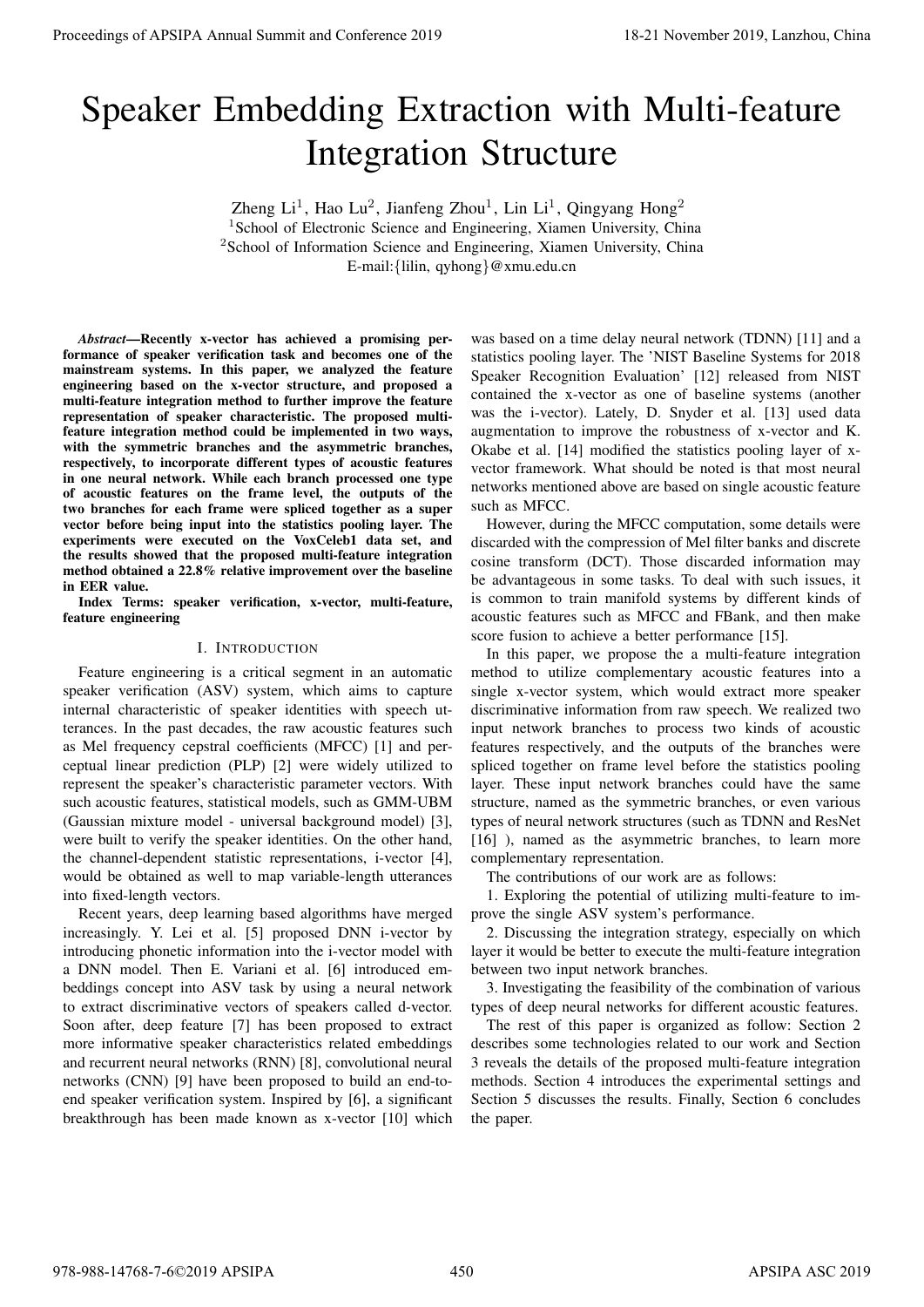# Speaker Embedding Extraction with Multi-feature Integration Structure

Zheng Li[1], Hao Lu[2], Jianfeng Zhou[1], Lin Li[1], Qingyang Hong[2]

[1]School of Electronic Science and Engineering, Xiamen University, China

[2]School of Information Science and Engineering, Xiamen University, China

E-mail:{lilin, qyhong}@xmu.edu.cn

***Abstract*—Recently x-vector has achieved a promising performance of speaker verification task and becomes one of the mainstream systems. In this paper, we analyzed the feature engineering based on the x-vector structure, and proposed a multi-feature integration method to further improve the feature representation of speaker characteristic. The proposed multi-feature integration method could be implemented in two ways, with the symmetric branches and the asymmetric branches, respectively, to incorporate different types of acoustic features in one neural network. While each branch processed one type of acoustic features on the frame level, the outputs of the two branches for each frame were spliced together as a super vector before being input into the statistics pooling layer. The experiments were executed on the VoxCeleb1 data set, and the results showed that the proposed multi-feature integration method obtained a 22.8% relative improvement over the baseline in EER value.**

**Index Terms: speaker verification, x-vector, multi-feature, feature engineering**

## I. Introduction

Feature engineering is a critical segment in an automatic speaker verification (ASV) system, which aims to capture internal characteristic of speaker identities with speech utterances. In the past decades, the raw acoustic features such as Mel frequency cepstral coefficients (MFCC) [1] and perceptual linear prediction (PLP) [2] were widely utilized to represent the speaker's characteristic parameter vectors. With such acoustic features, statistical models, such as GMM-UBM (Gaussian mixture model - universal background model) [3], were built to verify the speaker identities. On the other hand, the channel-dependent statistic representations, i-vector [4], would be obtained as well to map variable-length utterances into fixed-length vectors.

Recent years, deep learning based algorithms have merged increasingly. Y. Lei et al. [5] proposed DNN i-vector by introducing phonetic information into the i-vector model with a DNN model. Then E. Variani et al. [6] introduced embeddings concept into ASV task by using a neural network to extract discriminative vectors of speakers called d-vector. Soon after, deep feature [7] has been proposed to extract more informative speaker characteristics related embeddings and recurrent neural networks (RNN) [8], convolutional neural networks (CNN) [9] have been proposed to build an end-to-end speaker verification system. Inspired by [6], a significant breakthrough has been made known as x-vector [10] which was based on a time delay neural network (TDNN) [11] and a statistics pooling layer. The 'NIST Baseline Systems for 2018 Speaker Recognition Evaluation' [12] released from NIST contained the x-vector as one of baseline systems (another was the i-vector). Lately, D. Snyder et al. [13] used data augmentation to improve the robustness of x-vector and K. Okabe et al. [14] modified the statistics pooling layer of x-vector framework. What should be noted is that most neural networks mentioned above are based on single acoustic feature such as MFCC.

However, during the MFCC computation, some details were discarded with the compression of Mel filter banks and discrete cosine transform (DCT). Those discarded information may be advantageous in some tasks. To deal with such issues, it is common to train manifold systems by different kinds of acoustic features such as MFCC and FBank, and then make score fusion to achieve a better performance [15].

In this paper, we propose the a multi-feature integration method to utilize complementary acoustic features into a single x-vector system, which would extract more speaker discriminative information from raw speech. We realized two input network branches to process two kinds of acoustic features respectively, and the outputs of the branches were spliced together on frame level before the statistics pooling layer. These input network branches could have the same structure, named as the symmetric branches, or even various types of neural network structures (such as TDNN and ResNet [16] ), named as the asymmetric branches, to learn more complementary representation.

The contributions of our work are as follows:

1. Exploring the potential of utilizing multi-feature to improve the single ASV system's performance.

2. Discussing the integration strategy, especially on which layer it would be better to execute the multi-feature integration between two input network branches.

3. Investigating the feasibility of the combination of various types of deep neural networks for different acoustic features.

The rest of this paper is organized as follow: Section 2 describes some technologies related to our work and Section 3 reveals the details of the proposed multi-feature integration methods. Section 4 introduces the experimental settings and Section 5 discusses the results. Finally, Section 6 concludes the paper.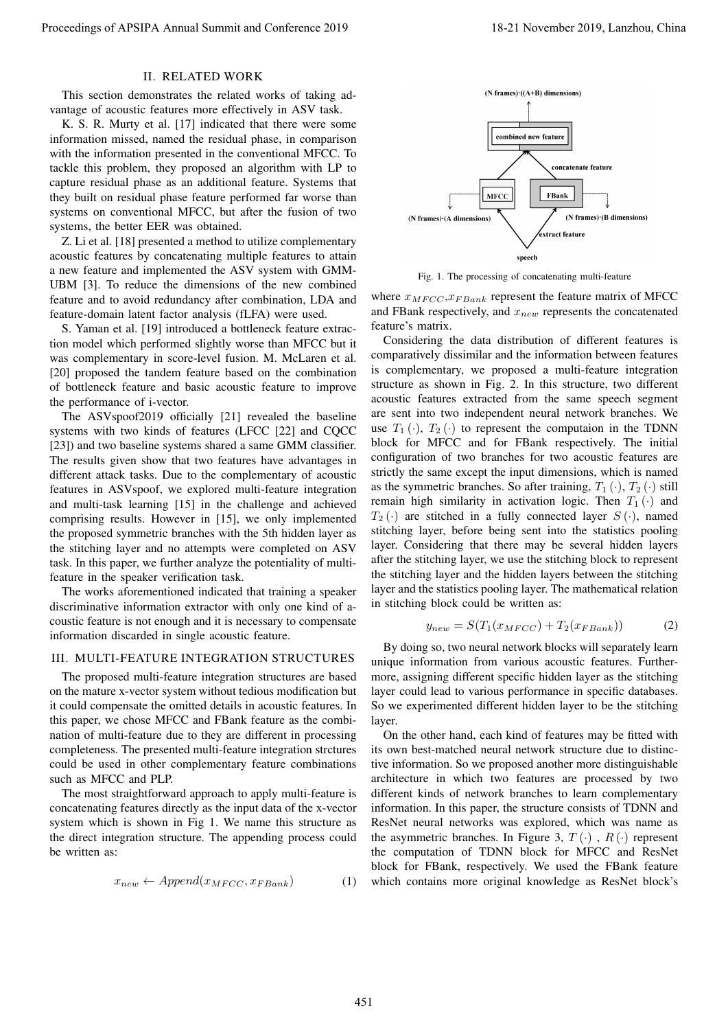## II. RELATED WORK

This section demonstrates the related works of taking advantage of acoustic features more effectively in ASV task.

K. S. R. Murty et al. [17] indicated that there were some information missed, named the residual phase, in comparison with the information presented in the conventional MFCC. To tackle this problem, they proposed an algorithm with LP to capture residual phase as an additional feature. Systems that they built on residual phase feature performed far worse than systems on conventional MFCC, but after the fusion of two systems, the better EER was obtained.

Z. Li et al. [18] presented a method to utilize complementary acoustic features by concatenating multiple features to attain a new feature and implemented the ASV system with GMM-UBM [3]. To reduce the dimensions of the new combined feature and to avoid redundancy after combination, LDA and feature-domain latent factor analysis (fLFA) were used.

S. Yaman et al. [19] introduced a bottleneck feature extraction model which performed slightly worse than MFCC but it was complementary in score-level fusion. M. McLaren et al. [20] proposed the tandem feature based on the combination of bottleneck feature and basic acoustic feature to improve the performance of i-vector.

The ASVspoof2019 officially [21] revealed the baseline systems with two kinds of features (LFCC [22] and CQCC [23]) and two baseline systems shared a same GMM classifier. The results given show that two features have advantages in different attack tasks. Due to the complementary of acoustic features in ASVspoof, we explored multi-feature integration and multi-task learning [15] in the challenge and achieved comprising results. However in [15], we only implemented the proposed symmetric branches with the 5th hidden layer as the stitching layer and no attempts were completed on ASV task. In this paper, we further analyze the potentiality of multi-feature in the speaker verification task.

The works aforementioned indicated that training a speaker discriminative information extractor with only one kind of acoustic feature is not enough and it is necessary to compensate information discarded in single acoustic feature.

## III. MULTI-FEATURE INTEGRATION STRUCTURES

The proposed multi-feature integration structures are based on the mature x-vector system without tedious modification but it could compensate the omitted details in acoustic features. In this paper, we chose MFCC and FBank feature as the combination of multi-feature due to they are different in processing completeness. The presented multi-feature integration strctures could be used in other complementary feature combinations such as MFCC and PLP.

The most straightforward approach to apply multi-feature is concatenating features directly as the input data of the x-vector system which is shown in Fig 1. We name this structure as the direct integration structure. The appending process could be written as:

$$x_{new} \leftarrow Append(x_{MFCC}, x_{FBank}) \tag{1}$$

Fig. 1. The processing of concatenating multi-feature

where $x_{MFCC}$,$x_{FBank}$ represent the feature matrix of MFCC and FBank respectively, and $x_{new}$ represents the concatenated feature's matrix.

Considering the data distribution of different features is comparatively dissimilar and the information between features is complementary, we proposed a multi-feature integration structure as shown in Fig. 2. In this structure, two different acoustic features extracted from the same speech segment are sent into two independent neural network branches. We use $T_1(\cdot)$, $T_2(\cdot)$ to represent the computaion in the TDNN block for MFCC and for FBank respectively. The initial configuration of two branches for two acoustic features are strictly the same except the input dimensions, which is named as the symmetric branches. So after training, $T_1(\cdot)$, $T_2(\cdot)$ still remain high similarity in activation logic. Then $T_1(\cdot)$ and $T_2(\cdot)$ are stitched in a fully connected layer $S(\cdot)$, named stitching layer, before being sent into the statistics pooling layer. Considering that there may be several hidden layers after the stitching layer, we use the stitching block to represent the stitching layer and the hidden layers between the stitching layer and the statistics pooling layer. The mathematical relation in stitching block could be written as:

$$y_{new} = S(T_1(x_{MFCC}) + T_2(x_{FBank})) \tag{2}$$

By doing so, two neural network blocks will separately learn unique information from various acoustic features. Furthermore, assigning different specific hidden layer as the stitching layer could lead to various performance in specific databases. So we experimented different hidden layer to be the stitching layer.

On the other hand, each kind of features may be fitted with its own best-matched neural network structure due to distinctive information. So we proposed another more distinguishable architecture in which two features are processed by two different kinds of network branches to learn complementary information. In this paper, the structure consists of TDNN and ResNet neural networks was explored, which was name as the asymmetric branches. In Figure 3, $T(\cdot)$ , $R(\cdot)$ represent the computation of TDNN block for MFCC and ResNet block for FBank, respectively. We used the FBank feature which contains more original knowledge as ResNet block's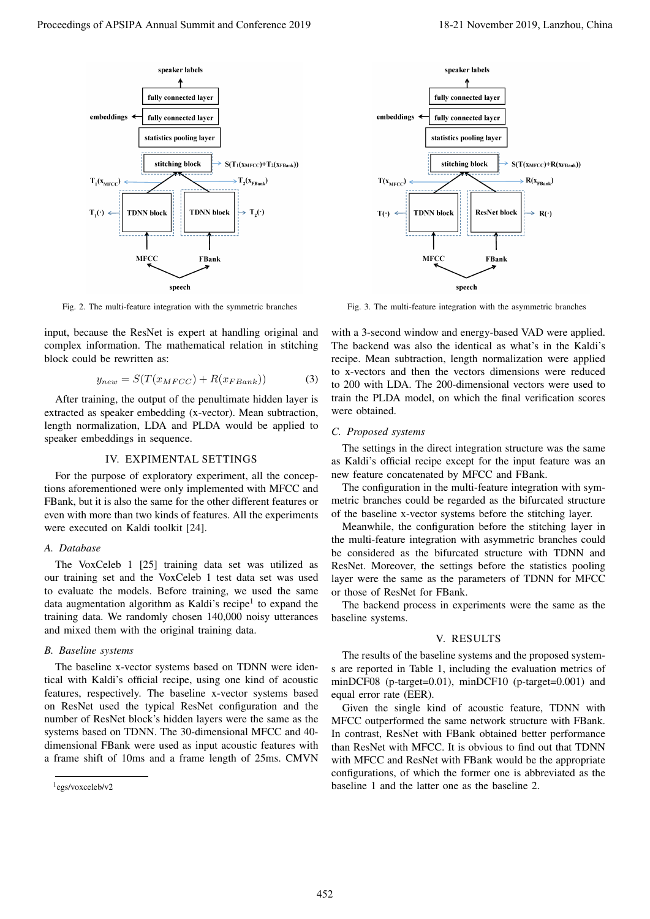Fig. 2. The multi-feature integration with the symmetric branches

Fig. 3. The multi-feature integration with the asymmetric branches

input, because the ResNet is expert at handling original and complex information. The mathematical relation in stitching block could be rewritten as:

$$y_{new} = S(T(x_{MFCC}) + R(x_{FBank})) \tag{3}$$

After training, the output of the penultimate hidden layer is extracted as speaker embedding (x-vector). Mean subtraction, length normalization, LDA and PLDA would be applied to speaker embeddings in sequence.

## IV. EXPIMENTAL SETTINGS

For the purpose of exploratory experiment, all the conceptions aforementioned were only implemented with MFCC and FBank, but it is also the same for the other different features or even with more than two kinds of features. All the experiments were executed on Kaldi toolkit [24].

### A. Database

The VoxCeleb 1 [25] training data set was utilized as our training set and the VoxCeleb 1 test data set was used to evaluate the models. Before training, we used the same data augmentation algorithm as Kaldi's recipe[1] to expand the training data. We randomly chosen 140,000 noisy utterances and mixed them with the original training data.

### B. Baseline systems

The baseline x-vector systems based on TDNN were identical with Kaldi's official recipe, using one kind of acoustic features, respectively. The baseline x-vector systems based on ResNet used the typical ResNet configuration and the number of ResNet block's hidden layers were the same as the systems based on TDNN. The 30-dimensional MFCC and 40-dimensional FBank were used as input acoustic features with a frame shift of 10ms and a frame length of 25ms. CMVN with a 3-second window and energy-based VAD were applied. The backend was also the identical as what's in the Kaldi's recipe. Mean subtraction, length normalization were applied to x-vectors and then the vectors dimensions were reduced to 200 with LDA. The 200-dimensional vectors were used to train the PLDA model, on which the final verification scores were obtained.

### C. Proposed systems

The settings in the direct integration structure was the same as Kaldi's official recipe except for the input feature was an new feature concatenated by MFCC and FBank.

The configuration in the multi-feature integration with symmetric branches could be regarded as the bifurcated structure of the baseline x-vector systems before the stitching layer.

Meanwhile, the configuration before the stitching layer in the multi-feature integration with asymmetric branches could be considered as the bifurcated structure with TDNN and ResNet. Moreover, the settings before the statistics pooling layer were the same as the parameters of TDNN for MFCC or those of ResNet for FBank.

The backend process in experiments were the same as the baseline systems.

## V. RESULTS

The results of the baseline systems and the proposed systems are reported in Table 1, including the evaluation metrics of minDCF08 (p-target=0.01), minDCF10 (p-target=0.001) and equal error rate (EER).

Given the single kind of acoustic feature, TDNN with MFCC outperformed the same network structure with FBank. In contrast, ResNet with FBank obtained better performance than ResNet with MFCC. It is obvious to find out that TDNN with MFCC and ResNet with FBank would be the appropriate configurations, of which the former one is abbreviated as the baseline 1 and the latter one as the baseline 2.

[1] egs/voxceleb/v2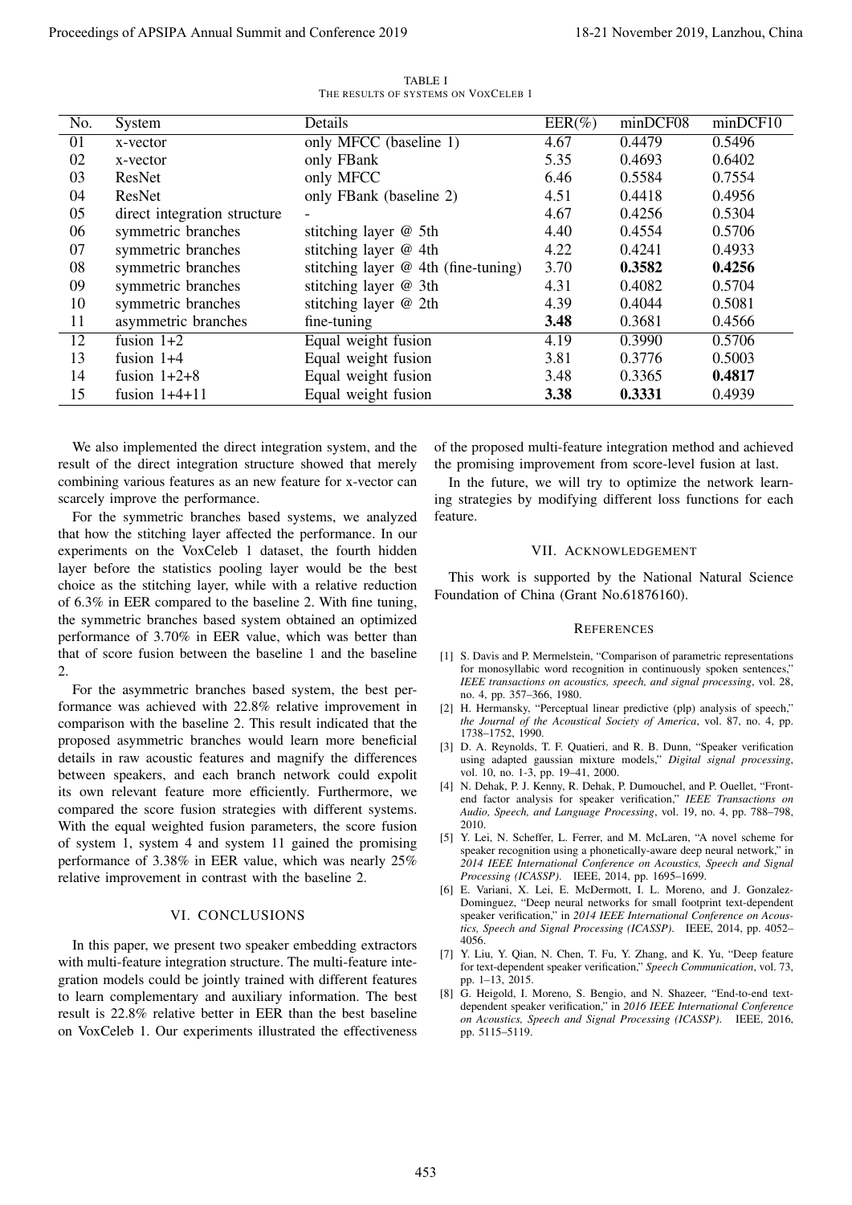TABLE I
THE RESULTS OF SYSTEMS ON VOXCELEB 1

| No. | System | Details | EER(%) | minDCF08 | minDCF10 |
|---|---|---|---|---|---|
| 01 | x-vector | only MFCC (baseline 1) | 4.67 | 0.4479 | 0.5496 |
| 02 | x-vector | only FBank | 5.35 | 0.4693 | 0.6402 |
| 03 | ResNet | only MFCC | 6.46 | 0.5584 | 0.7554 |
| 04 | ResNet | only FBank (baseline 2) | 4.51 | 0.4418 | 0.4956 |
| 05 | direct integration structure | - | 4.67 | 0.4256 | 0.5304 |
| 06 | symmetric branches | stitching layer @ 5th | 4.40 | 0.4554 | 0.5706 |
| 07 | symmetric branches | stitching layer @ 4th | 4.22 | 0.4241 | 0.4933 |
| 08 | symmetric branches | stitching layer @ 4th (fine-tuning) | 3.70 | **0.3582** | **0.4256** |
| 09 | symmetric branches | stitching layer @ 3th | 4.31 | 0.4082 | 0.5704 |
| 10 | symmetric branches | stitching layer @ 2th | 4.39 | 0.4044 | 0.5081 |
| 11 | asymmetric branches | fine-tuning | **3.48** | 0.3681 | 0.4566 |
| 12 | fusion 1+2 | Equal weight fusion | 4.19 | 0.3990 | 0.5706 |
| 13 | fusion 1+4 | Equal weight fusion | 3.81 | 0.3776 | 0.5003 |
| 14 | fusion 1+2+8 | Equal weight fusion | 3.48 | 0.3365 | **0.4817** |
| 15 | fusion 1+4+11 | Equal weight fusion | **3.38** | **0.3331** | 0.4939 |

We also implemented the direct integration system, and the result of the direct integration structure showed that merely combining various features as an new feature for x-vector can scarcely improve the performance.

For the symmetric branches based systems, we analyzed that how the stitching layer affected the performance. In our experiments on the VoxCeleb 1 dataset, the fourth hidden layer before the statistics pooling layer would be the best choice as the stitching layer, while with a relative reduction of 6.3% in EER compared to the baseline 2. With fine tuning, the symmetric branches based system obtained an optimized performance of 3.70% in EER value, which was better than that of score fusion between the baseline 1 and the baseline 2.

For the asymmetric branches based system, the best performance was achieved with 22.8% relative improvement in comparison with the baseline 2. This result indicated that the proposed asymmetric branches would learn more beneficial details in raw acoustic features and magnify the differences between speakers, and each branch network could expolit its own relevant feature more efficiently. Furthermore, we compared the score fusion strategies with different systems. With the equal weighted fusion parameters, the score fusion of system 1, system 4 and system 11 gained the promising performance of 3.38% in EER value, which was nearly 25% relative improvement in contrast with the baseline 2.

## VI. CONCLUSIONS

In this paper, we present two speaker embedding extractors with multi-feature integration structure. The multi-feature integration models could be jointly trained with different features to learn complementary and auxiliary information. The best result is 22.8% relative better in EER than the best baseline on VoxCeleb 1. Our experiments illustrated the effectiveness of the proposed multi-feature integration method and achieved the promising improvement from score-level fusion at last.

In the future, we will try to optimize the network learning strategies by modifying different loss functions for each feature.

## VII. ACKNOWLEDGEMENT

This work is supported by the National Natural Science Foundation of China (Grant No.61876160).

## REFERENCES

[1] S. Davis and P. Mermelstein, "Comparison of parametric representations for monosyllabic word recognition in continuously spoken sentences," *IEEE transactions on acoustics, speech, and signal processing*, vol. 28, no. 4, pp. 357–366, 1980.

[2] H. Hermansky, "Perceptual linear predictive (plp) analysis of speech," *the Journal of the Acoustical Society of America*, vol. 87, no. 4, pp. 1738–1752, 1990.

[3] D. A. Reynolds, T. F. Quatieri, and R. B. Dunn, "Speaker verification using adapted gaussian mixture models," *Digital signal processing*, vol. 10, no. 1-3, pp. 19–41, 2000.

[4] N. Dehak, P. J. Kenny, R. Dehak, P. Dumouchel, and P. Ouellet, "Front-end factor analysis for speaker verification," *IEEE Transactions on Audio, Speech, and Language Processing*, vol. 19, no. 4, pp. 788–798, 2010.

[5] Y. Lei, N. Scheffer, L. Ferrer, and M. McLaren, "A novel scheme for speaker recognition using a phonetically-aware deep neural network," in *2014 IEEE International Conference on Acoustics, Speech and Signal Processing (ICASSP)*. IEEE, 2014, pp. 1695–1699.

[6] E. Variani, X. Lei, E. McDermott, I. L. Moreno, and J. Gonzalez-Dominguez, "Deep neural networks for small footprint text-dependent speaker verification," in *2014 IEEE International Conference on Acoustics, Speech and Signal Processing (ICASSP)*. IEEE, 2014, pp. 4052–4056.

[7] Y. Liu, Y. Qian, N. Chen, T. Fu, Y. Zhang, and K. Yu, "Deep feature for text-dependent speaker verification," *Speech Communication*, vol. 73, pp. 1–13, 2015.

[8] G. Heigold, I. Moreno, S. Bengio, and N. Shazeer, "End-to-end text-dependent speaker verification," in *2016 IEEE International Conference on Acoustics, Speech and Signal Processing (ICASSP)*. IEEE, 2016, pp. 5115–5119.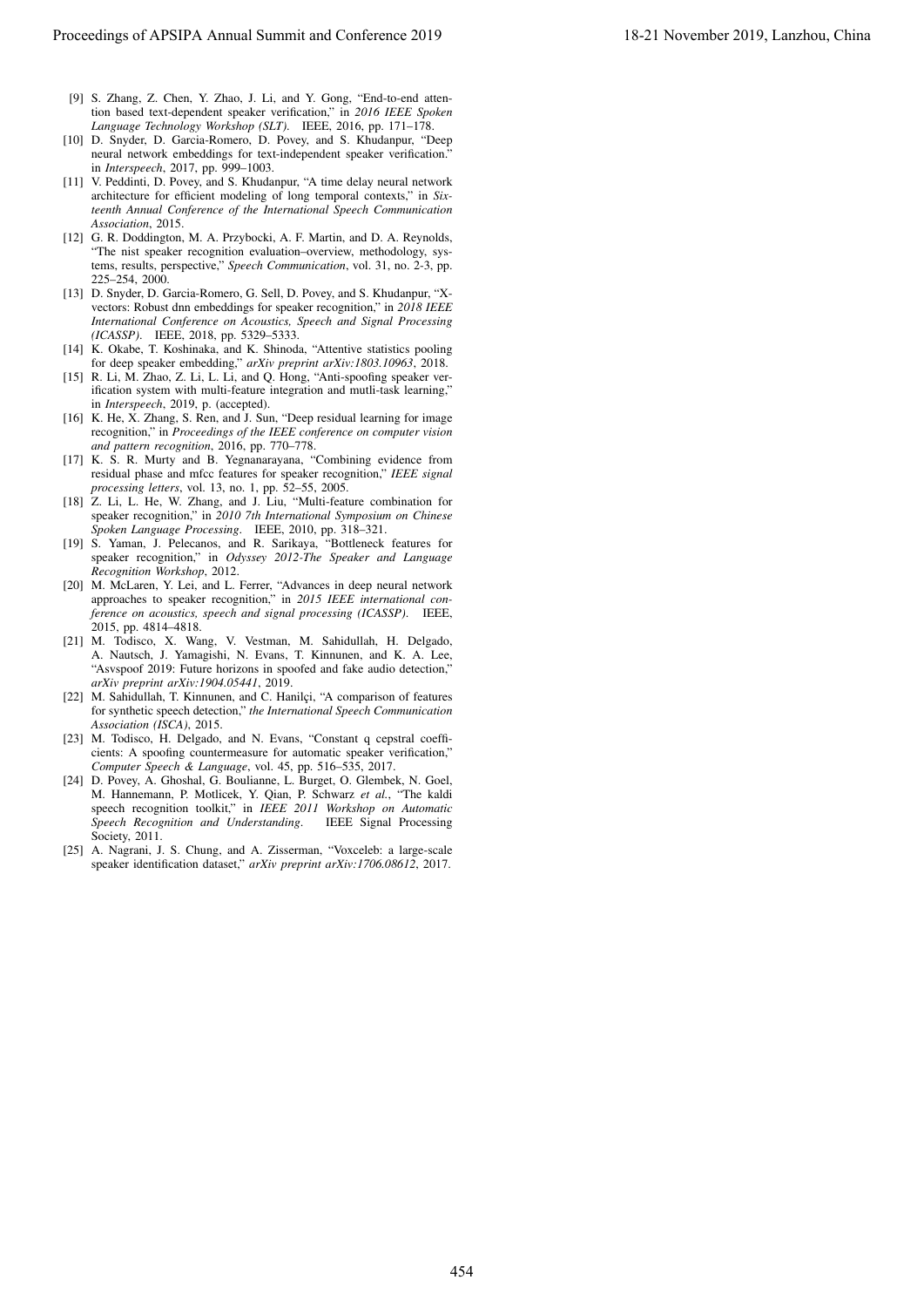[9] S. Zhang, Z. Chen, Y. Zhao, J. Li, and Y. Gong, "End-to-end attention based text-dependent speaker verification," in *2016 IEEE Spoken Language Technology Workshop (SLT)*. IEEE, 2016, pp. 171–178.

[10] D. Snyder, D. Garcia-Romero, D. Povey, and S. Khudanpur, "Deep neural network embeddings for text-independent speaker verification." in *Interspeech*, 2017, pp. 999–1003.

[11] V. Peddinti, D. Povey, and S. Khudanpur, "A time delay neural network architecture for efficient modeling of long temporal contexts," in *Sixteenth Annual Conference of the International Speech Communication Association*, 2015.

[12] G. R. Doddington, M. A. Przybocki, A. F. Martin, and D. A. Reynolds, "The nist speaker recognition evaluation–overview, methodology, systems, results, perspective," *Speech Communication*, vol. 31, no. 2-3, pp. 225–254, 2000.

[13] D. Snyder, D. Garcia-Romero, G. Sell, D. Povey, and S. Khudanpur, "X-vectors: Robust dnn embeddings for speaker recognition," in *2018 IEEE International Conference on Acoustics, Speech and Signal Processing (ICASSP)*. IEEE, 2018, pp. 5329–5333.

[14] K. Okabe, T. Koshinaka, and K. Shinoda, "Attentive statistics pooling for deep speaker embedding," *arXiv preprint arXiv:1803.10963*, 2018.

[15] R. Li, M. Zhao, Z. Li, L. Li, and Q. Hong, "Anti-spoofing speaker verification system with multi-feature integration and mutli-task learning," in *Interspeech*, 2019, p. (accepted).

[16] K. He, X. Zhang, S. Ren, and J. Sun, "Deep residual learning for image recognition," in *Proceedings of the IEEE conference on computer vision and pattern recognition*, 2016, pp. 770–778.

[17] K. S. R. Murty and B. Yegnanarayana, "Combining evidence from residual phase and mfcc features for speaker recognition," *IEEE signal processing letters*, vol. 13, no. 1, pp. 52–55, 2005.

[18] Z. Li, L. He, W. Zhang, and J. Liu, "Multi-feature combination for speaker recognition," in *2010 7th International Symposium on Chinese Spoken Language Processing*. IEEE, 2010, pp. 318–321.

[19] S. Yaman, J. Pelecanos, and R. Sarikaya, "Bottleneck features for speaker recognition," in *Odyssey 2012-The Speaker and Language Recognition Workshop*, 2012.

[20] M. McLaren, Y. Lei, and L. Ferrer, "Advances in deep neural network approaches to speaker recognition," in *2015 IEEE international conference on acoustics, speech and signal processing (ICASSP)*. IEEE, 2015, pp. 4814–4818.

[21] M. Todisco, X. Wang, V. Vestman, M. Sahidullah, H. Delgado, A. Nautsch, J. Yamagishi, N. Evans, T. Kinnunen, and K. A. Lee, "Asvspoof 2019: Future horizons in spoofed and fake audio detection," *arXiv preprint arXiv:1904.05441*, 2019.

[22] M. Sahidullah, T. Kinnunen, and C. Hanilçi, "A comparison of features for synthetic speech detection," *the International Speech Communication Association (ISCA)*, 2015.

[23] M. Todisco, H. Delgado, and N. Evans, "Constant q cepstral coefficients: A spoofing countermeasure for automatic speaker verification," *Computer Speech & Language*, vol. 45, pp. 516–535, 2017.

[24] D. Povey, A. Ghoshal, G. Boulianne, L. Burget, O. Glembek, N. Goel, M. Hannemann, P. Motlicek, Y. Qian, P. Schwarz *et al.*, "The kaldi speech recognition toolkit," in *IEEE 2011 Workshop on Automatic Speech Recognition and Understanding*. IEEE Signal Processing Society, 2011.

[25] A. Nagrani, J. S. Chung, and A. Zisserman, "Voxceleb: a large-scale speaker identification dataset," *arXiv preprint arXiv:1706.08612*, 2017.